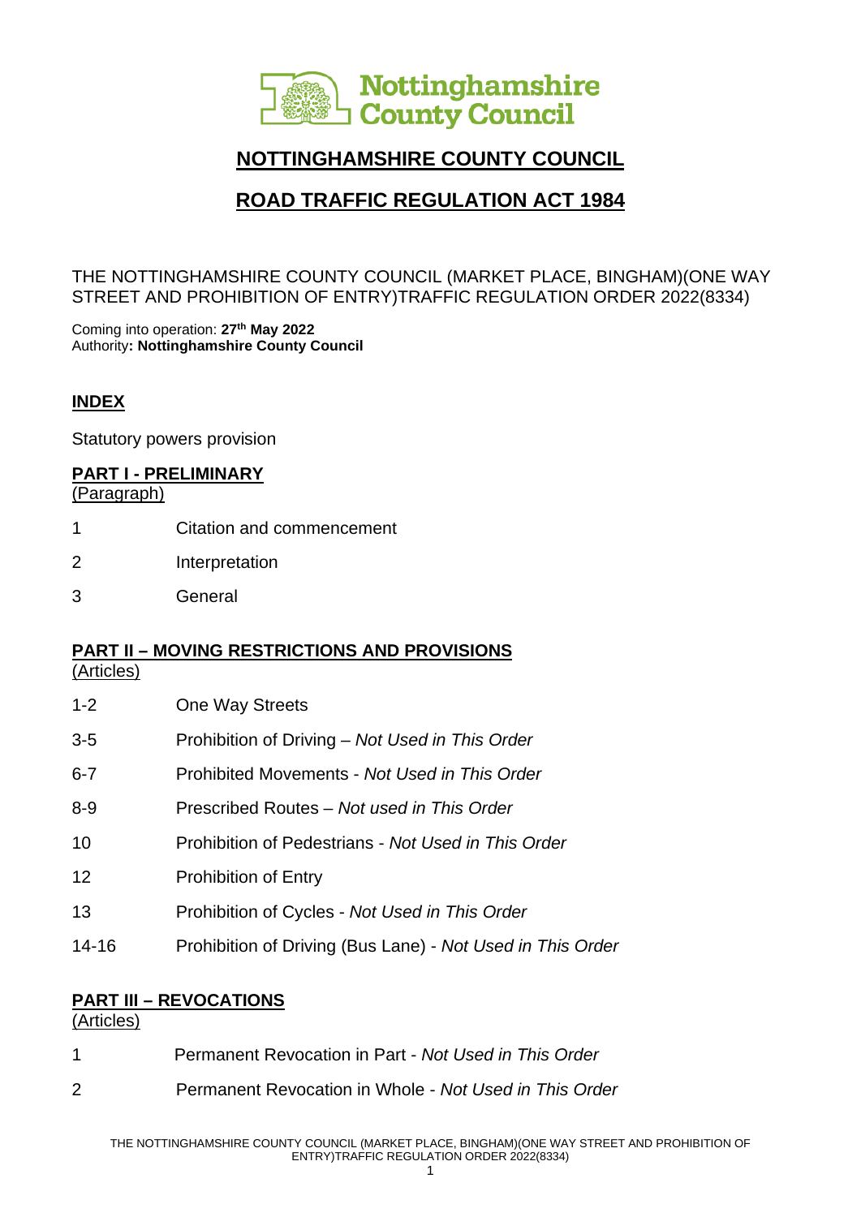# NOTTINGHAMSHIRE COUNTY COUNCIL

# ROAD TRAFFIC REGULATION ACT 1984

THE NOTTINGHAMSHIRE COUNTY COUNCIL (MARKET PLACE, BINGHAM)(ONE WAY STREET AND PROHIBITION OF ENTRY)TRAFFIC REGULATION ORDER 2022(8334)

Coming into operation: **27th May 2022**
Authority**: Nottinghamshire County Council**

## INDEX

Statutory powers provision

### PART I - PRELIMINARY

(Paragraph)

| | |
|---|---|
| 1 | Citation and commencement |
| 2 | Interpretation |
| 3 | General |

### PART II – MOVING RESTRICTIONS AND PROVISIONS

(Articles)

| | |
|---|---|
| 1-2 | One Way Streets |
| 3-5 | Prohibition of Driving – *Not Used in This Order* |
| 6-7 | Prohibited Movements - *Not Used in This Order* |
| 8-9 | Prescribed Routes – *Not used in This Order* |
| 10 | Prohibition of Pedestrians - *Not Used in This Order* |
| 12 | Prohibition of Entry |
| 13 | Prohibition of Cycles - *Not Used in This Order* |
| 14-16 | Prohibition of Driving (Bus Lane) - *Not Used in This Order* |

### PART III – REVOCATIONS

(Articles)

| | |
|---|---|
| 1 | Permanent Revocation in Part - *Not Used in This Order* |
| 2 | Permanent Revocation in Whole - *Not Used in This Order* |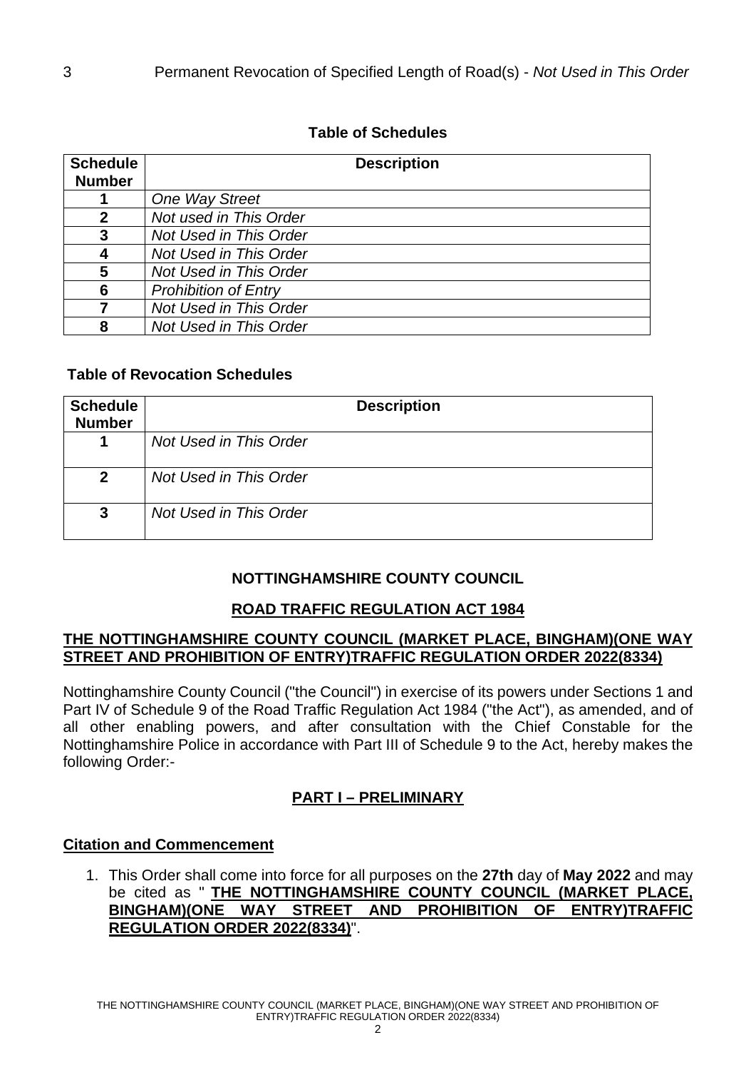3 Permanent Revocation of Specified Length of Road(s) - *Not Used in This Order*

**Table of Schedules**

| Schedule Number | Description |
|---|---|
| 1 | *One Way Street* |
| 2 | *Not used in This Order* |
| 3 | *Not Used in This Order* |
| 4 | *Not Used in This Order* |
| 5 | *Not Used in This Order* |
| 6 | *Prohibition of Entry* |
| 7 | *Not Used in This Order* |
| 8 | *Not Used in This Order* |

**Table of Revocation Schedules**

| Schedule Number | Description |
|---|---|
| 1 | *Not Used in This Order* |
| 2 | *Not Used in This Order* |
| 3 | *Not Used in This Order* |

**NOTTINGHAMSHIRE COUNTY COUNCIL**

**ROAD TRAFFIC REGULATION ACT 1984**

**THE NOTTINGHAMSHIRE COUNTY COUNCIL (MARKET PLACE, BINGHAM)(ONE WAY STREET AND PROHIBITION OF ENTRY)TRAFFIC REGULATION ORDER 2022(8334)**

Nottinghamshire County Council ("the Council") in exercise of its powers under Sections 1 and Part IV of Schedule 9 of the Road Traffic Regulation Act 1984 ("the Act"), as amended, and of all other enabling powers, and after consultation with the Chief Constable for the Nottinghamshire Police in accordance with Part III of Schedule 9 to the Act, hereby makes the following Order:-

## PART I – PRELIMINARY

**Citation and Commencement**

1. This Order shall come into force for all purposes on the **27th** day of **May 2022** and may be cited as " **THE NOTTINGHAMSHIRE COUNTY COUNCIL (MARKET PLACE, BINGHAM)(ONE WAY STREET AND PROHIBITION OF ENTRY)TRAFFIC REGULATION ORDER 2022(8334)**".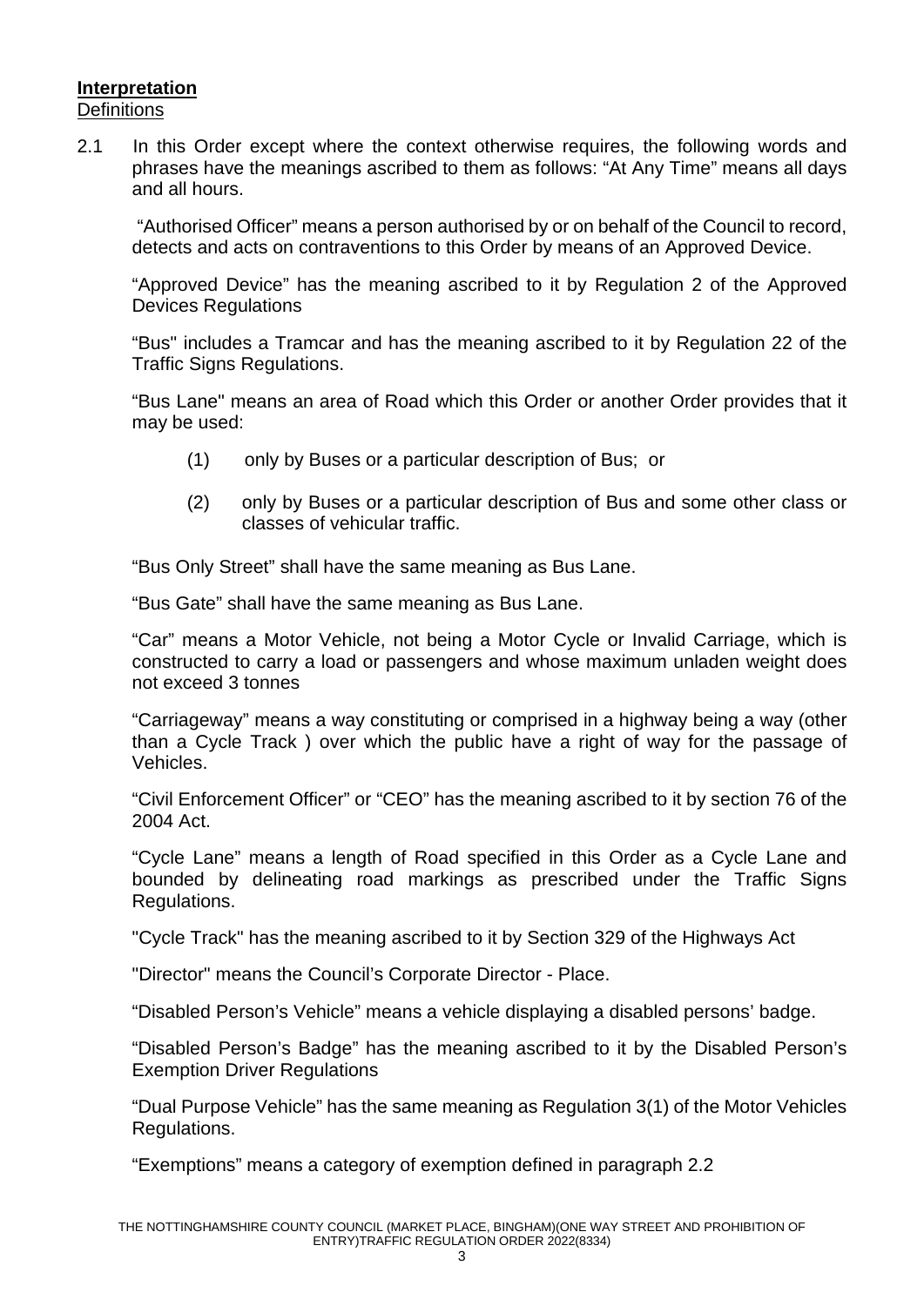**Interpretation**

Definitions

2.1 In this Order except where the context otherwise requires, the following words and phrases have the meanings ascribed to them as follows: “At Any Time” means all days and all hours.

“Authorised Officer” means a person authorised by or on behalf of the Council to record, detects and acts on contraventions to this Order by means of an Approved Device.

“Approved Device” has the meaning ascribed to it by Regulation 2 of the Approved Devices Regulations

“Bus" includes a Tramcar and has the meaning ascribed to it by Regulation 22 of the Traffic Signs Regulations.

“Bus Lane" means an area of Road which this Order or another Order provides that it may be used:

(1) only by Buses or a particular description of Bus; or

(2) only by Buses or a particular description of Bus and some other class or classes of vehicular traffic.

“Bus Only Street” shall have the same meaning as Bus Lane.

“Bus Gate” shall have the same meaning as Bus Lane.

“Car” means a Motor Vehicle, not being a Motor Cycle or Invalid Carriage, which is constructed to carry a load or passengers and whose maximum unladen weight does not exceed 3 tonnes

“Carriageway” means a way constituting or comprised in a highway being a way (other than a Cycle Track ) over which the public have a right of way for the passage of Vehicles.

“Civil Enforcement Officer” or “CEO” has the meaning ascribed to it by section 76 of the 2004 Act.

“Cycle Lane” means a length of Road specified in this Order as a Cycle Lane and bounded by delineating road markings as prescribed under the Traffic Signs Regulations.

"Cycle Track" has the meaning ascribed to it by Section 329 of the Highways Act

"Director" means the Council’s Corporate Director - Place.

“Disabled Person’s Vehicle” means a vehicle displaying a disabled persons’ badge.

“Disabled Person’s Badge” has the meaning ascribed to it by the Disabled Person’s Exemption Driver Regulations

“Dual Purpose Vehicle” has the same meaning as Regulation 3(1) of the Motor Vehicles Regulations.

“Exemptions” means a category of exemption defined in paragraph 2.2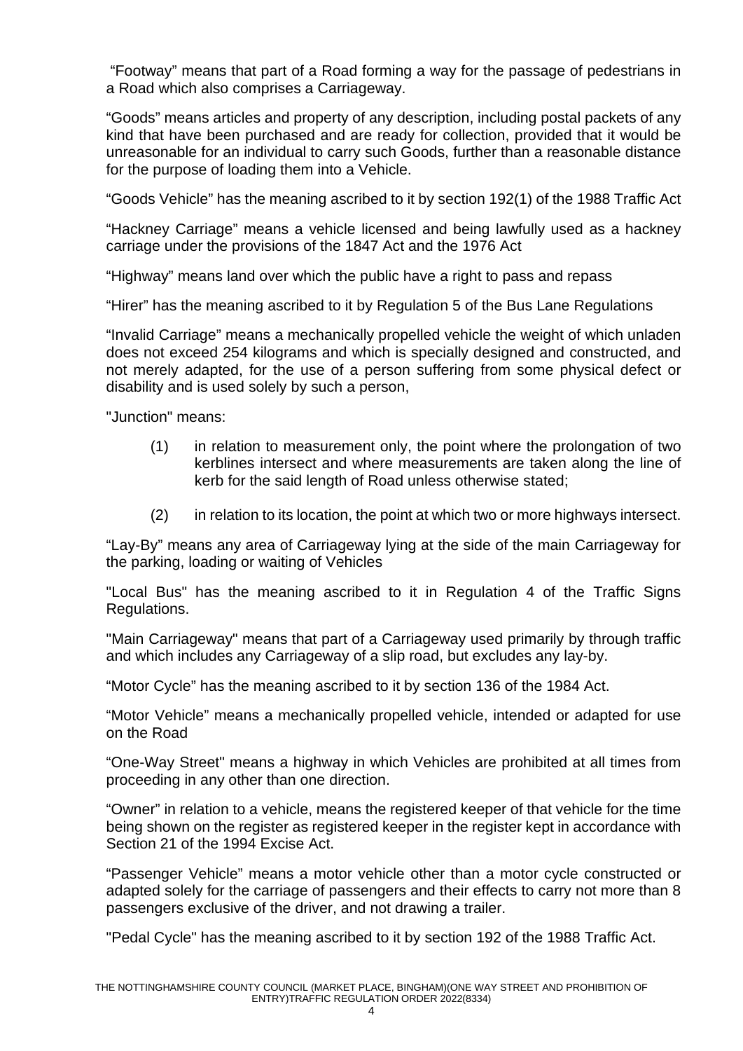"Footway" means that part of a Road forming a way for the passage of pedestrians in a Road which also comprises a Carriageway.

"Goods" means articles and property of any description, including postal packets of any kind that have been purchased and are ready for collection, provided that it would be unreasonable for an individual to carry such Goods, further than a reasonable distance for the purpose of loading them into a Vehicle.

"Goods Vehicle" has the meaning ascribed to it by section 192(1) of the 1988 Traffic Act

"Hackney Carriage" means a vehicle licensed and being lawfully used as a hackney carriage under the provisions of the 1847 Act and the 1976 Act

"Highway" means land over which the public have a right to pass and repass

"Hirer" has the meaning ascribed to it by Regulation 5 of the Bus Lane Regulations

"Invalid Carriage" means a mechanically propelled vehicle the weight of which unladen does not exceed 254 kilograms and which is specially designed and constructed, and not merely adapted, for the use of a person suffering from some physical defect or disability and is used solely by such a person,

"Junction" means:

(1) in relation to measurement only, the point where the prolongation of two kerblines intersect and where measurements are taken along the line of kerb for the said length of Road unless otherwise stated;

(2) in relation to its location, the point at which two or more highways intersect.

"Lay-By" means any area of Carriageway lying at the side of the main Carriageway for the parking, loading or waiting of Vehicles

"Local Bus" has the meaning ascribed to it in Regulation 4 of the Traffic Signs Regulations.

"Main Carriageway" means that part of a Carriageway used primarily by through traffic and which includes any Carriageway of a slip road, but excludes any lay-by.

"Motor Cycle" has the meaning ascribed to it by section 136 of the 1984 Act.

"Motor Vehicle" means a mechanically propelled vehicle, intended or adapted for use on the Road

"One-Way Street" means a highway in which Vehicles are prohibited at all times from proceeding in any other than one direction.

"Owner" in relation to a vehicle, means the registered keeper of that vehicle for the time being shown on the register as registered keeper in the register kept in accordance with Section 21 of the 1994 Excise Act.

"Passenger Vehicle" means a motor vehicle other than a motor cycle constructed or adapted solely for the carriage of passengers and their effects to carry not more than 8 passengers exclusive of the driver, and not drawing a trailer.

"Pedal Cycle" has the meaning ascribed to it by section 192 of the 1988 Traffic Act.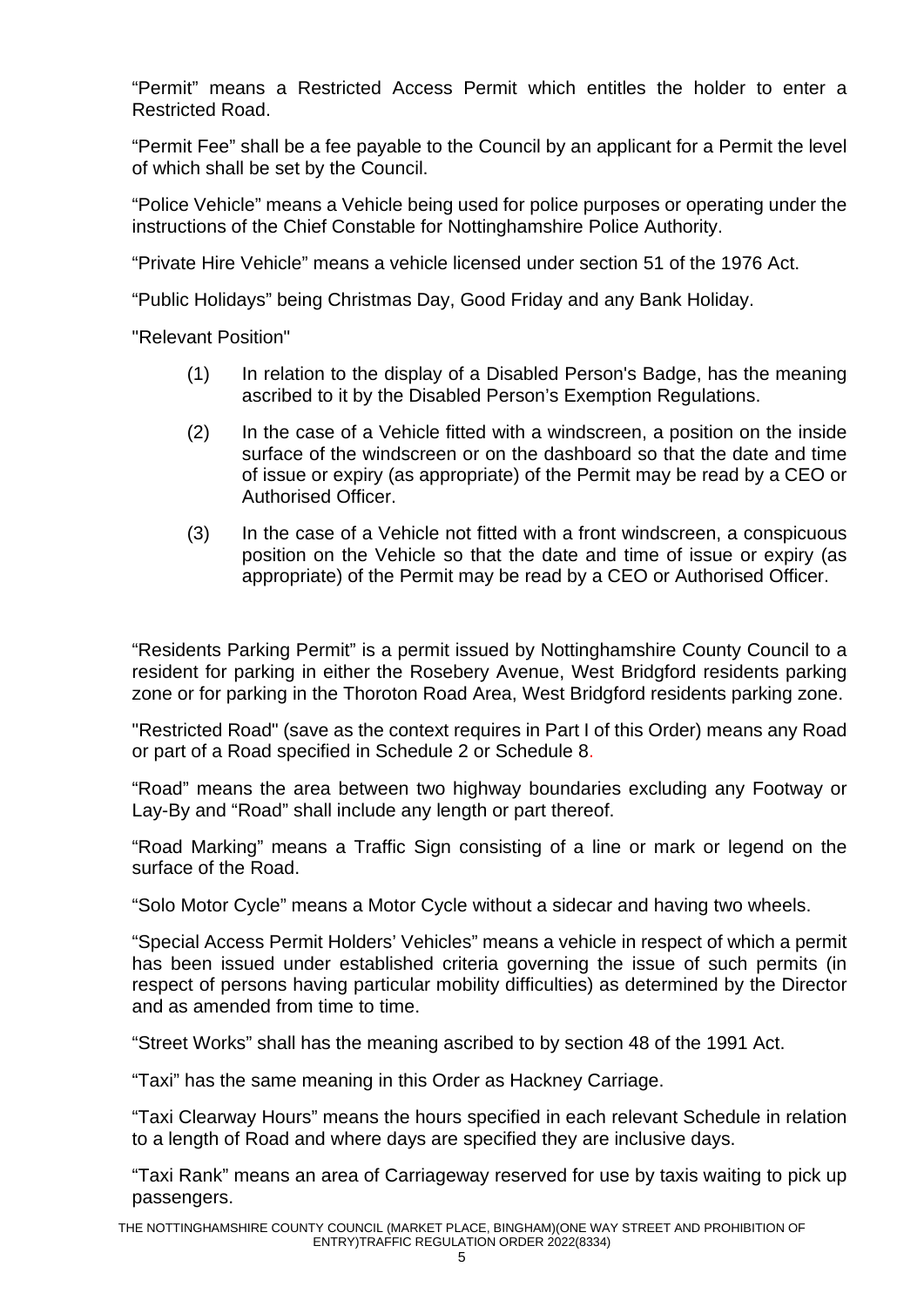"Permit" means a Restricted Access Permit which entitles the holder to enter a Restricted Road.

"Permit Fee" shall be a fee payable to the Council by an applicant for a Permit the level of which shall be set by the Council.

"Police Vehicle" means a Vehicle being used for police purposes or operating under the instructions of the Chief Constable for Nottinghamshire Police Authority.

"Private Hire Vehicle" means a vehicle licensed under section 51 of the 1976 Act.

"Public Holidays" being Christmas Day, Good Friday and any Bank Holiday.

"Relevant Position"

(1) In relation to the display of a Disabled Person's Badge, has the meaning ascribed to it by the Disabled Person's Exemption Regulations.

(2) In the case of a Vehicle fitted with a windscreen, a position on the inside surface of the windscreen or on the dashboard so that the date and time of issue or expiry (as appropriate) of the Permit may be read by a CEO or Authorised Officer.

(3) In the case of a Vehicle not fitted with a front windscreen, a conspicuous position on the Vehicle so that the date and time of issue or expiry (as appropriate) of the Permit may be read by a CEO or Authorised Officer.

"Residents Parking Permit" is a permit issued by Nottinghamshire County Council to a resident for parking in either the Rosebery Avenue, West Bridgford residents parking zone or for parking in the Thoroton Road Area, West Bridgford residents parking zone.

"Restricted Road" (save as the context requires in Part I of this Order) means any Road or part of a Road specified in Schedule 2 or Schedule 8.

"Road" means the area between two highway boundaries excluding any Footway or Lay-By and "Road" shall include any length or part thereof.

"Road Marking" means a Traffic Sign consisting of a line or mark or legend on the surface of the Road.

"Solo Motor Cycle" means a Motor Cycle without a sidecar and having two wheels.

"Special Access Permit Holders' Vehicles" means a vehicle in respect of which a permit has been issued under established criteria governing the issue of such permits (in respect of persons having particular mobility difficulties) as determined by the Director and as amended from time to time.

"Street Works" shall has the meaning ascribed to by section 48 of the 1991 Act.

"Taxi" has the same meaning in this Order as Hackney Carriage.

"Taxi Clearway Hours" means the hours specified in each relevant Schedule in relation to a length of Road and where days are specified they are inclusive days.

"Taxi Rank" means an area of Carriageway reserved for use by taxis waiting to pick up passengers.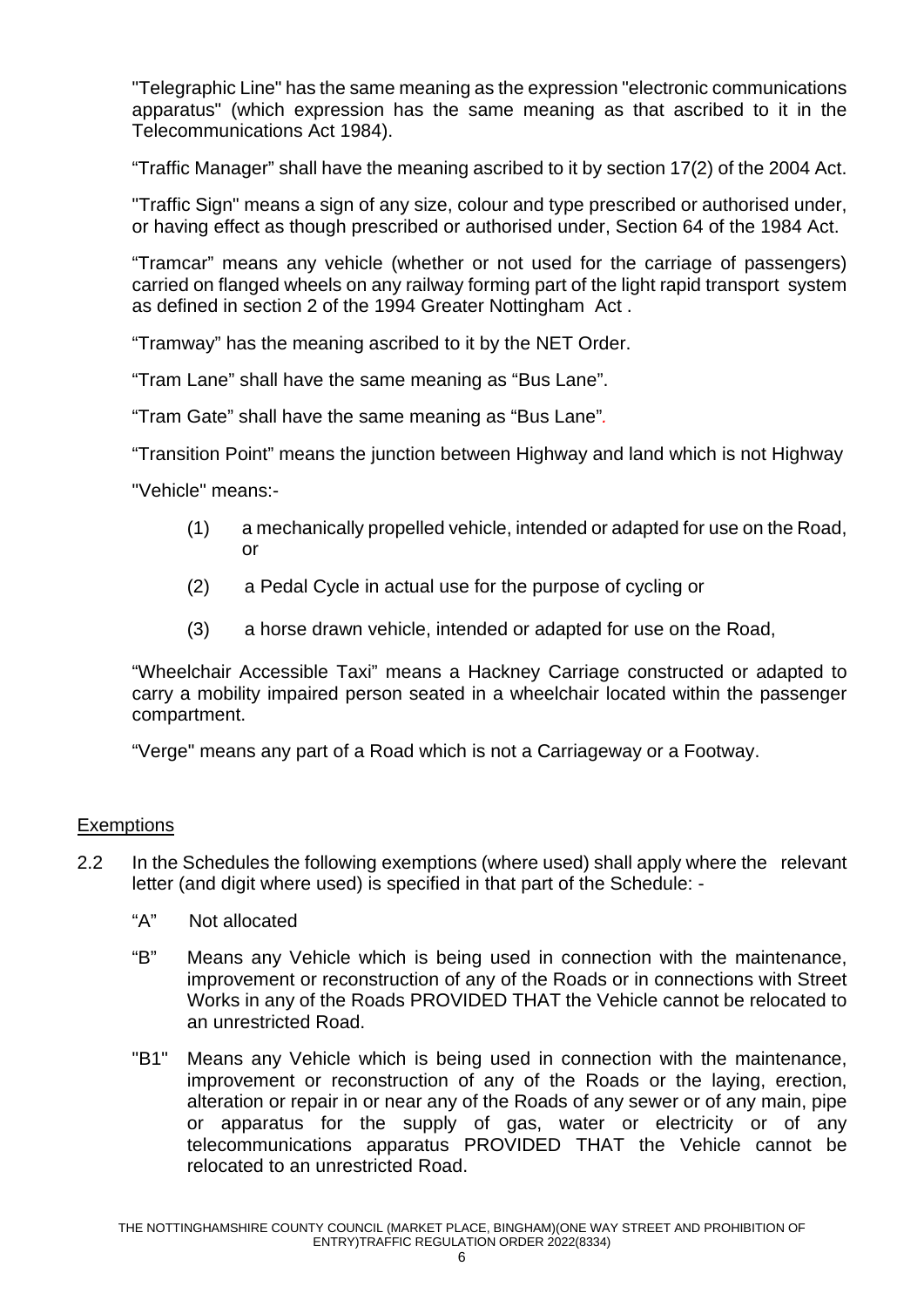"Telegraphic Line" has the same meaning as the expression "electronic communications apparatus" (which expression has the same meaning as that ascribed to it in the Telecommunications Act 1984).

"Traffic Manager" shall have the meaning ascribed to it by section 17(2) of the 2004 Act.

"Traffic Sign" means a sign of any size, colour and type prescribed or authorised under, or having effect as though prescribed or authorised under, Section 64 of the 1984 Act.

"Tramcar" means any vehicle (whether or not used for the carriage of passengers) carried on flanged wheels on any railway forming part of the light rapid transport system as defined in section 2 of the 1994 Greater Nottingham Act .

"Tramway" has the meaning ascribed to it by the NET Order.

"Tram Lane" shall have the same meaning as "Bus Lane".

"Tram Gate" shall have the same meaning as "Bus Lane".

"Transition Point" means the junction between Highway and land which is not Highway

"Vehicle" means:-

(1) a mechanically propelled vehicle, intended or adapted for use on the Road, or

(2) a Pedal Cycle in actual use for the purpose of cycling or

(3) a horse drawn vehicle, intended or adapted for use on the Road,

"Wheelchair Accessible Taxi" means a Hackney Carriage constructed or adapted to carry a mobility impaired person seated in a wheelchair located within the passenger compartment.

"Verge" means any part of a Road which is not a Carriageway or a Footway.

## Exemptions

2.2 In the Schedules the following exemptions (where used) shall apply where the relevant letter (and digit where used) is specified in that part of the Schedule: -

"A" Not allocated

"B" Means any Vehicle which is being used in connection with the maintenance, improvement or reconstruction of any of the Roads or in connections with Street Works in any of the Roads PROVIDED THAT the Vehicle cannot be relocated to an unrestricted Road.

"B1" Means any Vehicle which is being used in connection with the maintenance, improvement or reconstruction of any of the Roads or the laying, erection, alteration or repair in or near any of the Roads of any sewer or of any main, pipe or apparatus for the supply of gas, water or electricity or of any telecommunications apparatus PROVIDED THAT the Vehicle cannot be relocated to an unrestricted Road.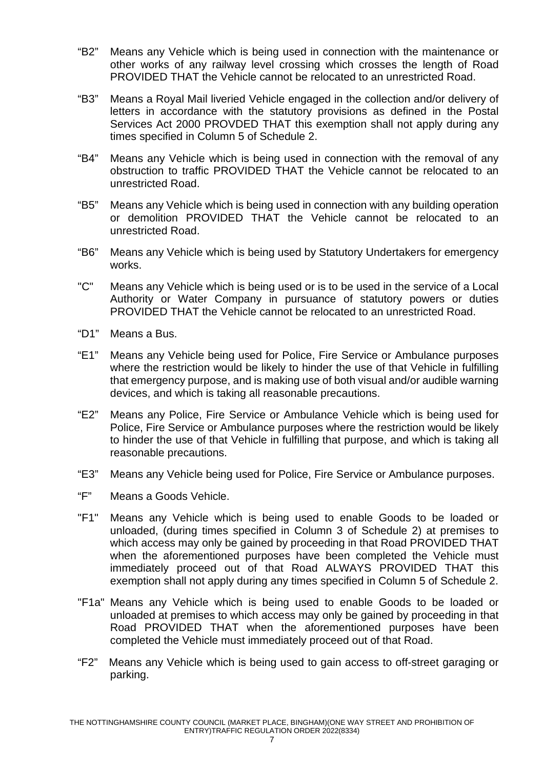"B2" Means any Vehicle which is being used in connection with the maintenance or other works of any railway level crossing which crosses the length of Road PROVIDED THAT the Vehicle cannot be relocated to an unrestricted Road.

"B3" Means a Royal Mail liveried Vehicle engaged in the collection and/or delivery of letters in accordance with the statutory provisions as defined in the Postal Services Act 2000 PROVDED THAT this exemption shall not apply during any times specified in Column 5 of Schedule 2.

"B4" Means any Vehicle which is being used in connection with the removal of any obstruction to traffic PROVIDED THAT the Vehicle cannot be relocated to an unrestricted Road.

"B5" Means any Vehicle which is being used in connection with any building operation or demolition PROVIDED THAT the Vehicle cannot be relocated to an unrestricted Road.

"B6" Means any Vehicle which is being used by Statutory Undertakers for emergency works.

"C" Means any Vehicle which is being used or is to be used in the service of a Local Authority or Water Company in pursuance of statutory powers or duties PROVIDED THAT the Vehicle cannot be relocated to an unrestricted Road.

"D1" Means a Bus.

"E1" Means any Vehicle being used for Police, Fire Service or Ambulance purposes where the restriction would be likely to hinder the use of that Vehicle in fulfilling that emergency purpose, and is making use of both visual and/or audible warning devices, and which is taking all reasonable precautions.

"E2" Means any Police, Fire Service or Ambulance Vehicle which is being used for Police, Fire Service or Ambulance purposes where the restriction would be likely to hinder the use of that Vehicle in fulfilling that purpose, and which is taking all reasonable precautions.

"E3" Means any Vehicle being used for Police, Fire Service or Ambulance purposes.

"F" Means a Goods Vehicle.

"F1" Means any Vehicle which is being used to enable Goods to be loaded or unloaded, (during times specified in Column 3 of Schedule 2) at premises to which access may only be gained by proceeding in that Road PROVIDED THAT when the aforementioned purposes have been completed the Vehicle must immediately proceed out of that Road ALWAYS PROVIDED THAT this exemption shall not apply during any times specified in Column 5 of Schedule 2.

"F1a" Means any Vehicle which is being used to enable Goods to be loaded or unloaded at premises to which access may only be gained by proceeding in that Road PROVIDED THAT when the aforementioned purposes have been completed the Vehicle must immediately proceed out of that Road.

"F2" Means any Vehicle which is being used to gain access to off-street garaging or parking.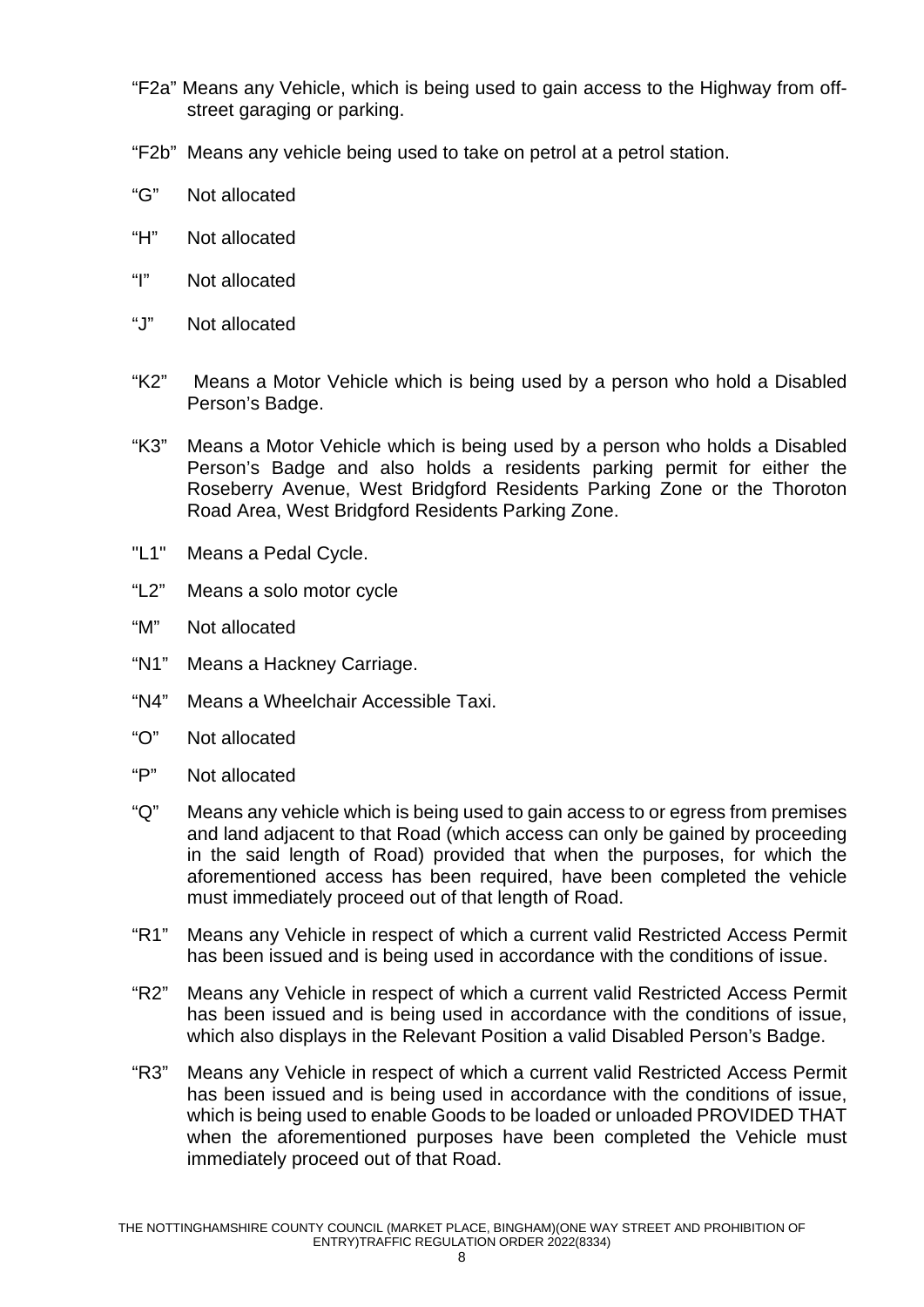“F2a” Means any Vehicle, which is being used to gain access to the Highway from off-street garaging or parking.

“F2b” Means any vehicle being used to take on petrol at a petrol station.

“G” Not allocated

“H” Not allocated

“I” Not allocated

“J” Not allocated

“K2” Means a Motor Vehicle which is being used by a person who hold a Disabled Person’s Badge.

“K3” Means a Motor Vehicle which is being used by a person who holds a Disabled Person’s Badge and also holds a residents parking permit for either the Roseberry Avenue, West Bridgford Residents Parking Zone or the Thoroton Road Area, West Bridgford Residents Parking Zone.

"L1" Means a Pedal Cycle.

“L2” Means a solo motor cycle

“M” Not allocated

“N1” Means a Hackney Carriage.

“N4” Means a Wheelchair Accessible Taxi.

“O” Not allocated

“P” Not allocated

“Q” Means any vehicle which is being used to gain access to or egress from premises and land adjacent to that Road (which access can only be gained by proceeding in the said length of Road) provided that when the purposes, for which the aforementioned access has been required, have been completed the vehicle must immediately proceed out of that length of Road.

“R1” Means any Vehicle in respect of which a current valid Restricted Access Permit has been issued and is being used in accordance with the conditions of issue.

“R2” Means any Vehicle in respect of which a current valid Restricted Access Permit has been issued and is being used in accordance with the conditions of issue, which also displays in the Relevant Position a valid Disabled Person’s Badge.

“R3” Means any Vehicle in respect of which a current valid Restricted Access Permit has been issued and is being used in accordance with the conditions of issue, which is being used to enable Goods to be loaded or unloaded PROVIDED THAT when the aforementioned purposes have been completed the Vehicle must immediately proceed out of that Road.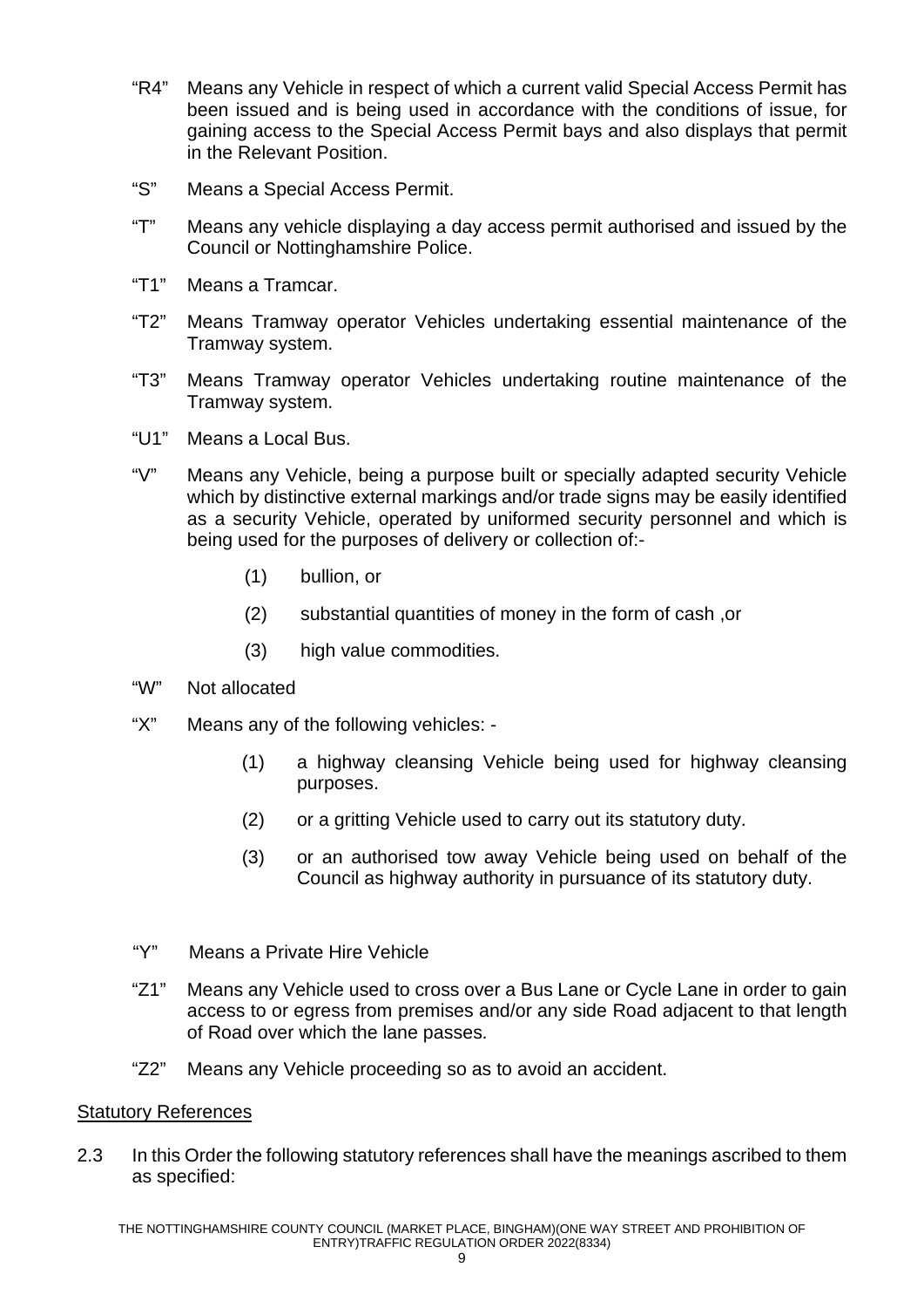"R4" Means any Vehicle in respect of which a current valid Special Access Permit has been issued and is being used in accordance with the conditions of issue, for gaining access to the Special Access Permit bays and also displays that permit in the Relevant Position.

"S" Means a Special Access Permit.

"T" Means any vehicle displaying a day access permit authorised and issued by the Council or Nottinghamshire Police.

"T1" Means a Tramcar.

"T2" Means Tramway operator Vehicles undertaking essential maintenance of the Tramway system.

"T3" Means Tramway operator Vehicles undertaking routine maintenance of the Tramway system.

"U1" Means a Local Bus.

"V" Means any Vehicle, being a purpose built or specially adapted security Vehicle which by distinctive external markings and/or trade signs may be easily identified as a security Vehicle, operated by uniformed security personnel and which is being used for the purposes of delivery or collection of:-

(1) bullion, or

(2) substantial quantities of money in the form of cash ,or

(3) high value commodities.

"W" Not allocated

"X" Means any of the following vehicles: -

(1) a highway cleansing Vehicle being used for highway cleansing purposes.

(2) or a gritting Vehicle used to carry out its statutory duty.

(3) or an authorised tow away Vehicle being used on behalf of the Council as highway authority in pursuance of its statutory duty.

"Y" Means a Private Hire Vehicle

"Z1" Means any Vehicle used to cross over a Bus Lane or Cycle Lane in order to gain access to or egress from premises and/or any side Road adjacent to that length of Road over which the lane passes.

"Z2" Means any Vehicle proceeding so as to avoid an accident.

<u>Statutory References</u>

2.3 In this Order the following statutory references shall have the meanings ascribed to them as specified: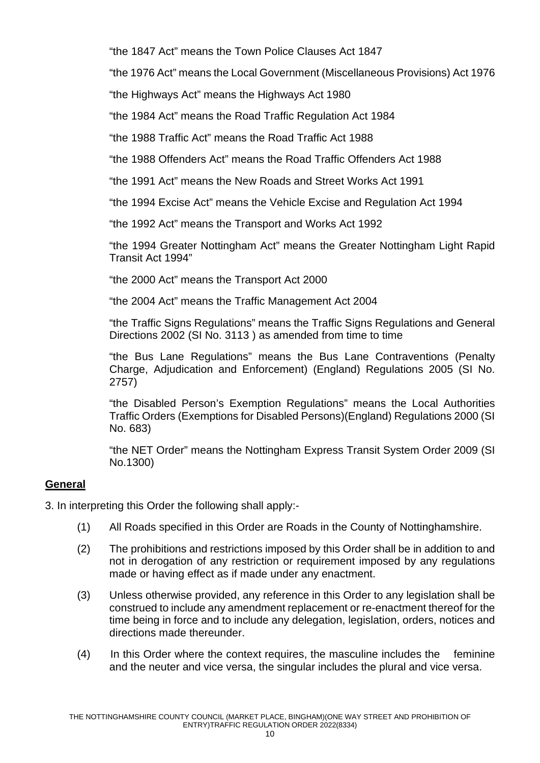"the 1847 Act" means the Town Police Clauses Act 1847

"the 1976 Act" means the Local Government (Miscellaneous Provisions) Act 1976

"the Highways Act" means the Highways Act 1980

"the 1984 Act" means the Road Traffic Regulation Act 1984

"the 1988 Traffic Act" means the Road Traffic Act 1988

"the 1988 Offenders Act" means the Road Traffic Offenders Act 1988

"the 1991 Act" means the New Roads and Street Works Act 1991

"the 1994 Excise Act" means the Vehicle Excise and Regulation Act 1994

"the 1992 Act" means the Transport and Works Act 1992

"the 1994 Greater Nottingham Act" means the Greater Nottingham Light Rapid Transit Act 1994"

"the 2000 Act" means the Transport Act 2000

"the 2004 Act" means the Traffic Management Act 2004

"the Traffic Signs Regulations" means the Traffic Signs Regulations and General Directions 2002 (SI No. 3113 ) as amended from time to time

"the Bus Lane Regulations" means the Bus Lane Contraventions (Penalty Charge, Adjudication and Enforcement) (England) Regulations 2005 (SI No. 2757)

"the Disabled Person's Exemption Regulations" means the Local Authorities Traffic Orders (Exemptions for Disabled Persons)(England) Regulations 2000 (SI No. 683)

"the NET Order" means the Nottingham Express Transit System Order 2009 (SI No.1300)

## General

3. In interpreting this Order the following shall apply:-

(1) All Roads specified in this Order are Roads in the County of Nottinghamshire.

(2) The prohibitions and restrictions imposed by this Order shall be in addition to and not in derogation of any restriction or requirement imposed by any regulations made or having effect as if made under any enactment.

(3) Unless otherwise provided, any reference in this Order to any legislation shall be construed to include any amendment replacement or re-enactment thereof for the time being in force and to include any delegation, legislation, orders, notices and directions made thereunder.

(4) In this Order where the context requires, the masculine includes the feminine and the neuter and vice versa, the singular includes the plural and vice versa.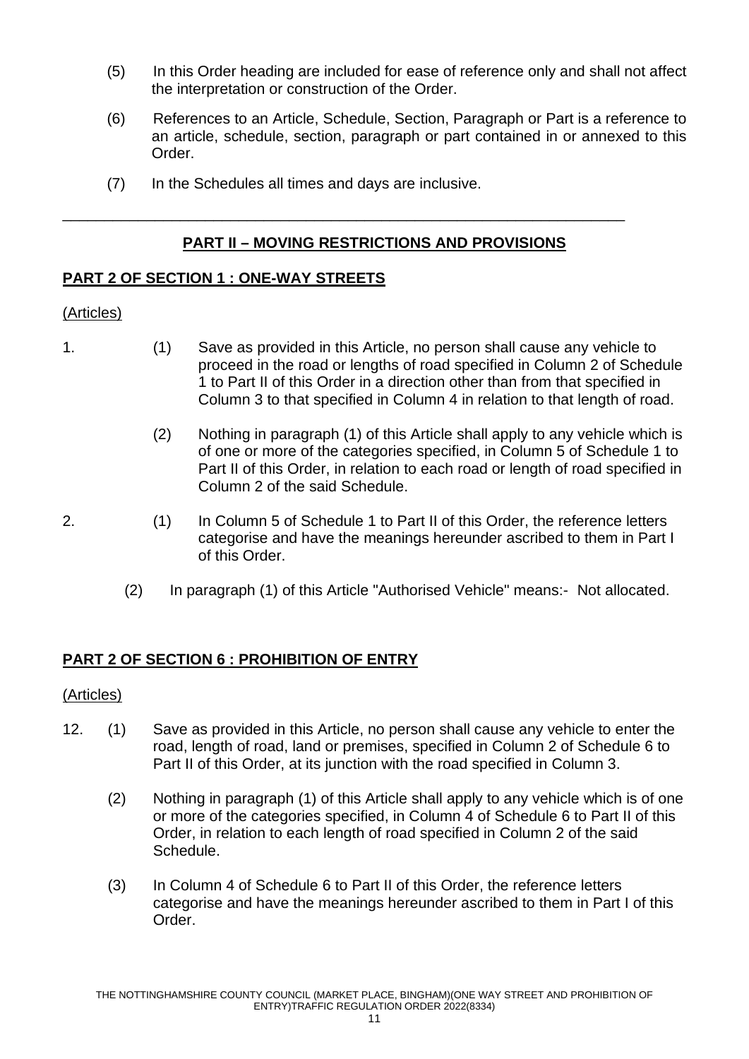(5) In this Order heading are included for ease of reference only and shall not affect the interpretation or construction of the Order.

(6) References to an Article, Schedule, Section, Paragraph or Part is a reference to an article, schedule, section, paragraph or part contained in or annexed to this Order.

(7) In the Schedules all times and days are inclusive.

---

## PART II – MOVING RESTRICTIONS AND PROVISIONS

### PART 2 OF SECTION 1 : ONE-WAY STREETS

(Articles)

1. (1) Save as provided in this Article, no person shall cause any vehicle to proceed in the road or lengths of road specified in Column 2 of Schedule 1 to Part II of this Order in a direction other than from that specified in Column 3 to that specified in Column 4 in relation to that length of road.

   (2) Nothing in paragraph (1) of this Article shall apply to any vehicle which is of one or more of the categories specified, in Column 5 of Schedule 1 to Part II of this Order, in relation to each road or length of road specified in Column 2 of the said Schedule.

2. (1) In Column 5 of Schedule 1 to Part II of this Order, the reference letters categorise and have the meanings hereunder ascribed to them in Part I of this Order.

   (2) In paragraph (1) of this Article "Authorised Vehicle" means:- Not allocated.

### PART 2 OF SECTION 6 : PROHIBITION OF ENTRY

(Articles)

12. (1) Save as provided in this Article, no person shall cause any vehicle to enter the road, length of road, land or premises, specified in Column 2 of Schedule 6 to Part II of this Order, at its junction with the road specified in Column 3.

    (2) Nothing in paragraph (1) of this Article shall apply to any vehicle which is of one or more of the categories specified, in Column 4 of Schedule 6 to Part II of this Order, in relation to each length of road specified in Column 2 of the said Schedule.

    (3) In Column 4 of Schedule 6 to Part II of this Order, the reference letters categorise and have the meanings hereunder ascribed to them in Part I of this Order.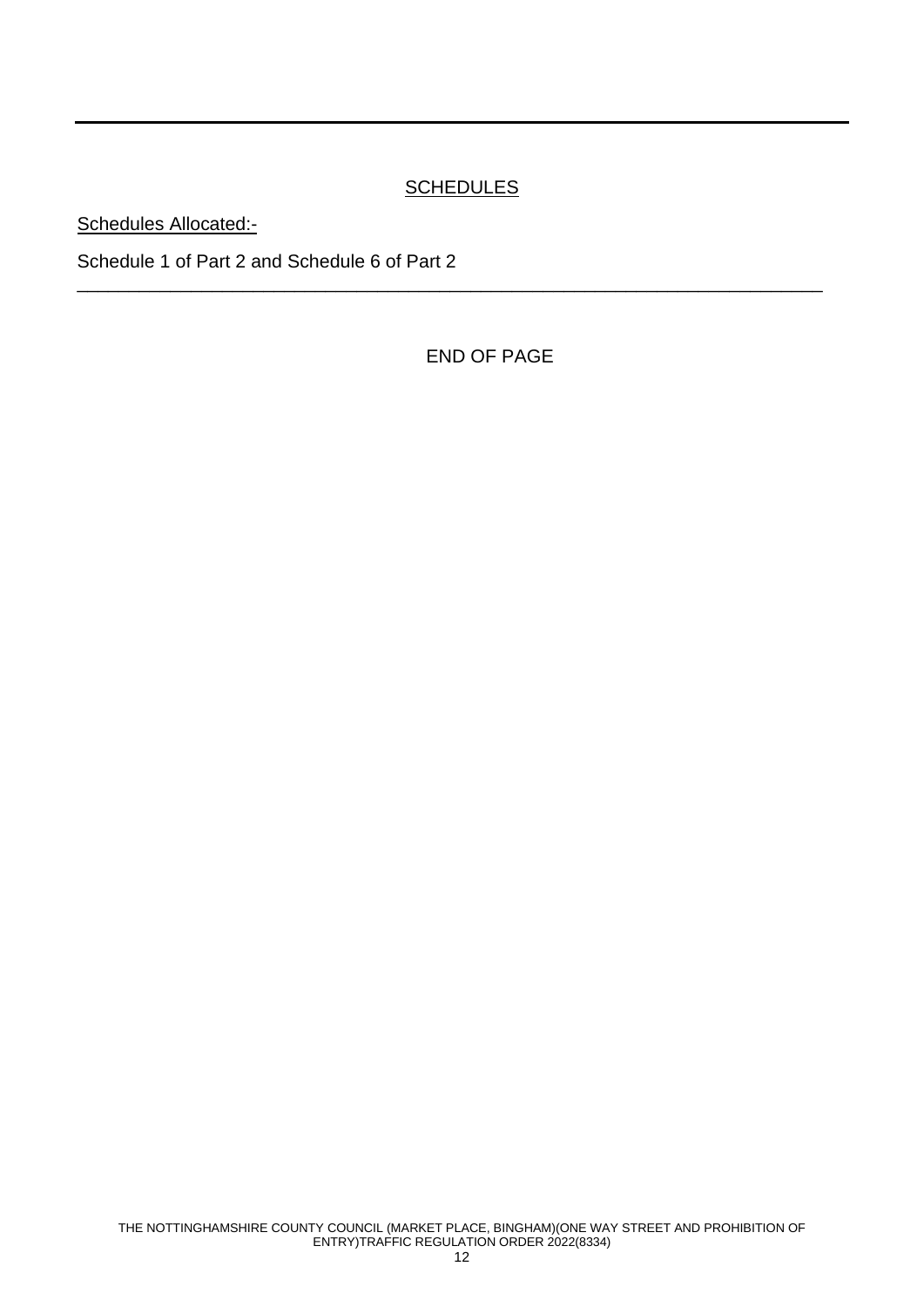---

## SCHEDULES

Schedules Allocated:-

Schedule 1 of Part 2 and Schedule 6 of Part 2

---

END OF PAGE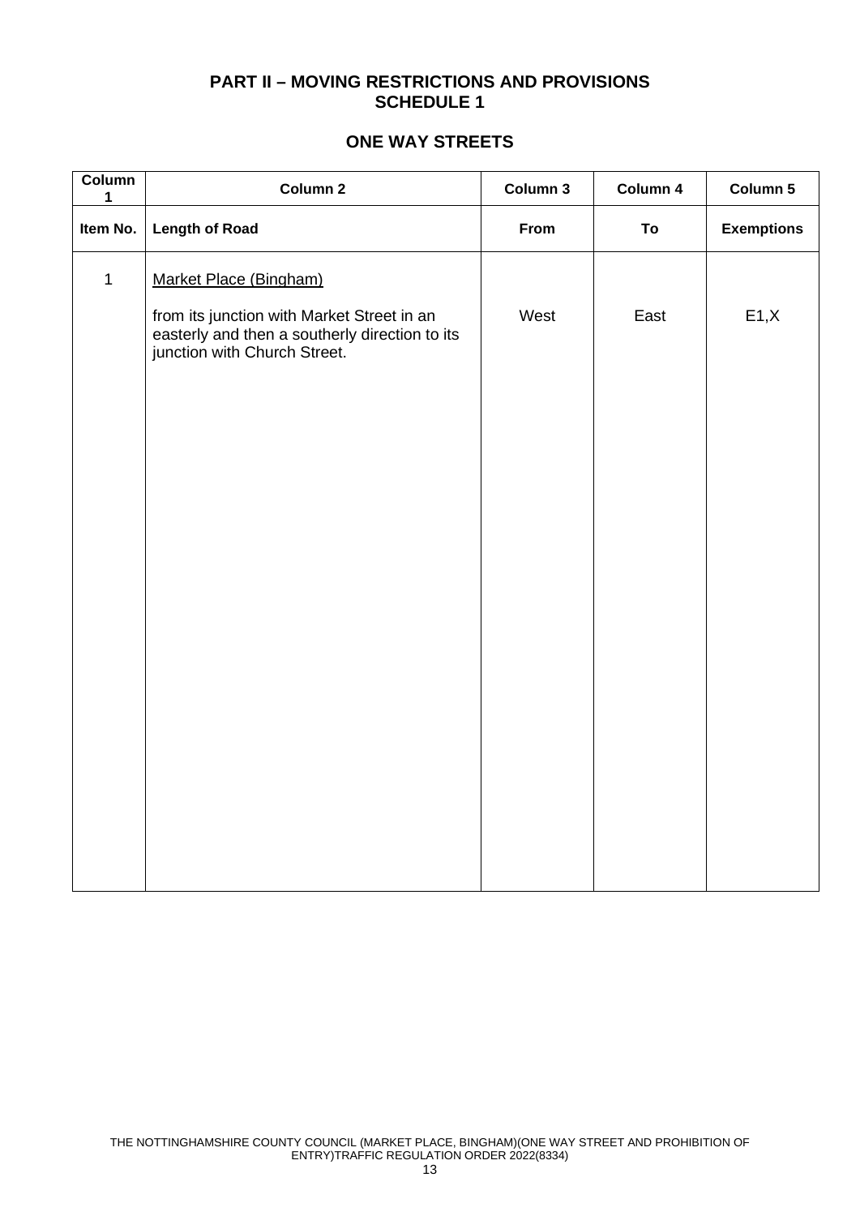## PART II – MOVING RESTRICTIONS AND PROVISIONS
## SCHEDULE 1

### ONE WAY STREETS

| Column 1 | Column 2 | Column 3 | Column 4 | Column 5 |
|---|---|---|---|---|
| **Item No.** | **Length of Road** | **From** | **To** | **Exemptions** |
| 1 | Market Place (Bingham)<br><br>from its junction with Market Street in an easterly and then a southerly direction to its junction with Church Street. | West | East | E1,X |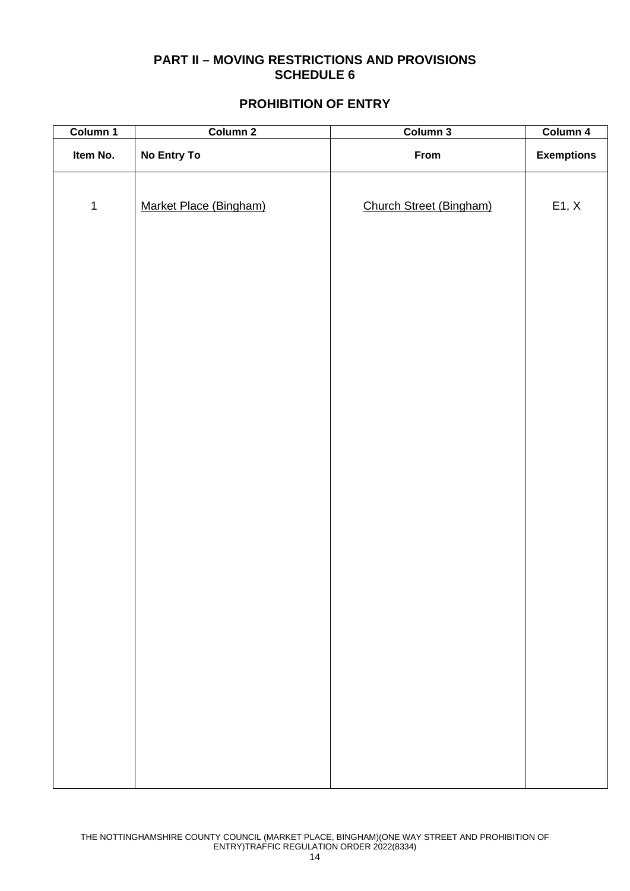## PART II – MOVING RESTRICTIONS AND PROVISIONS
## SCHEDULE 6

### PROHIBITION OF ENTRY

| Column 1 | Column 2 | Column 3 | Column 4 |
|---|---|---|---|
| **Item No.** | **No Entry To** | **From** | **Exemptions** |
| 1 | Market Place (Bingham) | Church Street (Bingham) | E1, X |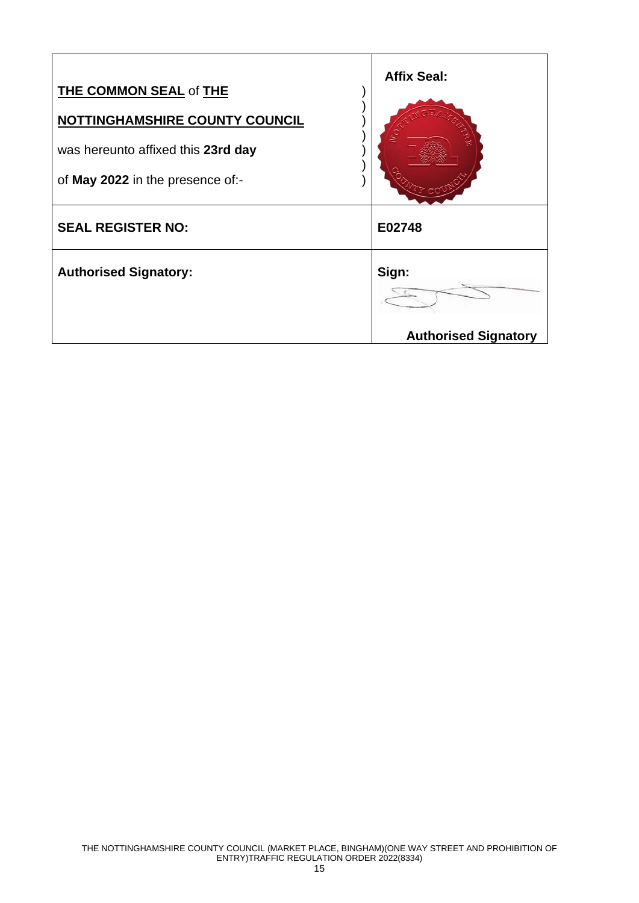| | |
|---|---|
| **THE COMMON SEAL** of **THE NOTTINGHAMSHIRE COUNTY COUNCIL** was hereunto affixed this **23rd day** of **May 2022** in the presence of:- ) | **Affix Seal:** |
| **SEAL REGISTER NO:** | **E02748** |
| **Authorised Signatory:** | **Sign:** **Authorised Signatory** |